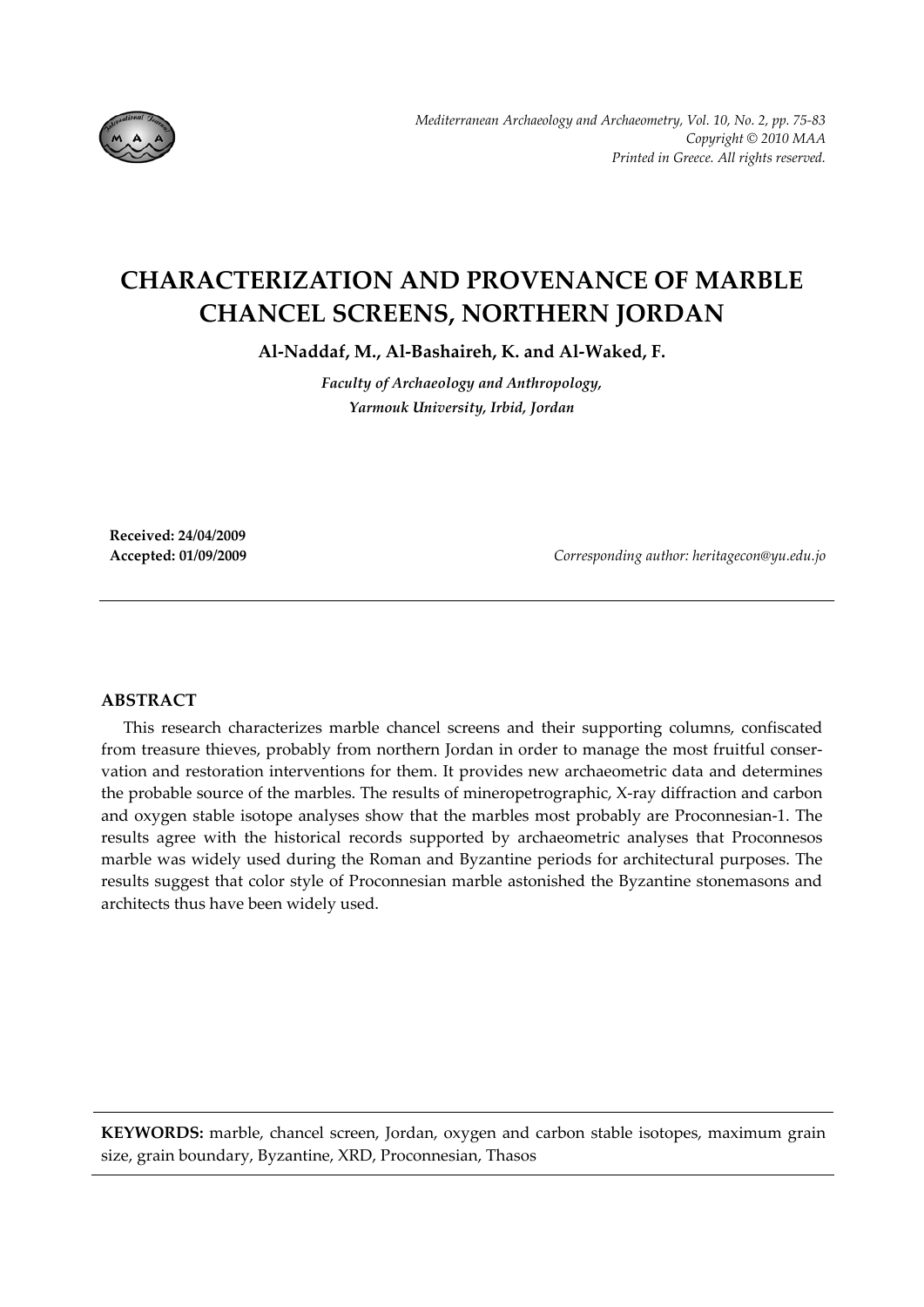# CHARACTERIZATION AND PROVENANCE OF MARBLE CHANCEL SCREENS, NORTHERN JORDAN

**Al-Naddaf, M., Al-Bashaireh, K. and Al-Waked, F.**

*Faculty of Archaeology and Anthropology,*
*Yarmouk University, Irbid, Jordan*

**Received: 24/04/2009**
**Accepted: 01/09/2009**

*Corresponding author: heritagecon@yu.edu.jo*

---

## ABSTRACT

This research characterizes marble chancel screens and their supporting columns, confiscated from treasure thieves, probably from northern Jordan in order to manage the most fruitful conservation and restoration interventions for them. It provides new archaeometric data and determines the probable source of the marbles. The results of mineropetrographic, X-ray diffraction and carbon and oxygen stable isotope analyses show that the marbles most probably are Proconnesian-1. The results agree with the historical records supported by archaeometric analyses that Proconnesos marble was widely used during the Roman and Byzantine periods for architectural purposes. The results suggest that color style of Proconnesian marble astonished the Byzantine stonemasons and architects thus have been widely used.

---

**KEYWORDS:** marble, chancel screen, Jordan, oxygen and carbon stable isotopes, maximum grain size, grain boundary, Byzantine, XRD, Proconnesian, Thasos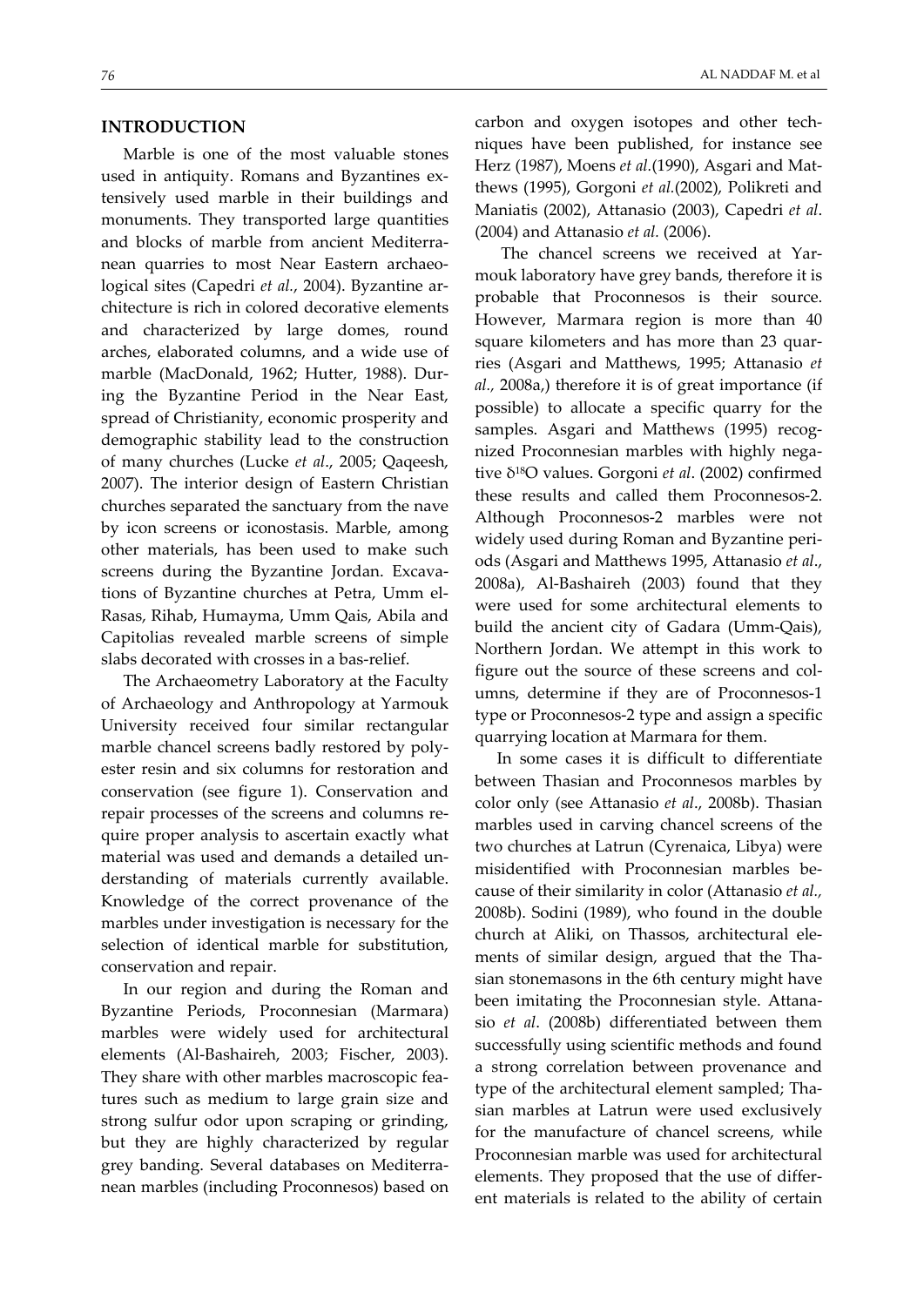## INTRODUCTION

Marble is one of the most valuable stones used in antiquity. Romans and Byzantines extensively used marble in their buildings and monuments. They transported large quantities and blocks of marble from ancient Mediterranean quarries to most Near Eastern archaeological sites (Capedri *et al.*, 2004). Byzantine architecture is rich in colored decorative elements and characterized by large domes, round arches, elaborated columns, and a wide use of marble (MacDonald, 1962; Hutter, 1988). During the Byzantine Period in the Near East, spread of Christianity, economic prosperity and demographic stability lead to the construction of many churches (Lucke *et al*., 2005; Qaqeesh, 2007). The interior design of Eastern Christian churches separated the sanctuary from the nave by icon screens or iconostasis. Marble, among other materials, has been used to make such screens during the Byzantine Jordan. Excavations of Byzantine churches at Petra, Umm el-Rasas, Rihab, Humayma, Umm Qais, Abila and Capitolias revealed marble screens of simple slabs decorated with crosses in a bas-relief.

The Archaeometry Laboratory at the Faculty of Archaeology and Anthropology at Yarmouk University received four similar rectangular marble chancel screens badly restored by polyester resin and six columns for restoration and conservation (see figure 1). Conservation and repair processes of the screens and columns require proper analysis to ascertain exactly what material was used and demands a detailed understanding of materials currently available. Knowledge of the correct provenance of the marbles under investigation is necessary for the selection of identical marble for substitution, conservation and repair.

In our region and during the Roman and Byzantine Periods, Proconnesian (Marmara) marbles were widely used for architectural elements (Al-Bashaireh, 2003; Fischer, 2003). They share with other marbles macroscopic features such as medium to large grain size and strong sulfur odor upon scraping or grinding, but they are highly characterized by regular grey banding. Several databases on Mediterranean marbles (including Proconnesos) based on carbon and oxygen isotopes and other techniques have been published, for instance see Herz (1987), Moens *et al.*(1990), Asgari and Matthews (1995), Gorgoni *et al.*(2002), Polikreti and Maniatis (2002), Attanasio (2003), Capedri *et al*. (2004) and Attanasio *et al.* (2006).

The chancel screens we received at Yarmouk laboratory have grey bands, therefore it is probable that Proconnesos is their source. However, Marmara region is more than 40 square kilometers and has more than 23 quarries (Asgari and Matthews, 1995; Attanasio *et al.,* 2008a,) therefore it is of great importance (if possible) to allocate a specific quarry for the samples. Asgari and Matthews (1995) recognized Proconnesian marbles with highly negative $\delta^{18}O$ values. Gorgoni *et al*. (2002) confirmed these results and called them Proconnesos-2. Although Proconnesos-2 marbles were not widely used during Roman and Byzantine periods (Asgari and Matthews 1995, Attanasio *et al*., 2008a), Al-Bashaireh (2003) found that they were used for some architectural elements to build the ancient city of Gadara (Umm-Qais), Northern Jordan. We attempt in this work to figure out the source of these screens and columns, determine if they are of Proconnesos-1 type or Proconnesos-2 type and assign a specific quarrying location at Marmara for them.

In some cases it is difficult to differentiate between Thasian and Proconnesos marbles by color only (see Attanasio *et al*., 2008b). Thasian marbles used in carving chancel screens of the two churches at Latrun (Cyrenaica, Libya) were misidentified with Proconnesian marbles because of their similarity in color (Attanasio *et al.,* 2008b). Sodini (1989), who found in the double church at Aliki, on Thassos, architectural elements of similar design, argued that the Thasian stonemasons in the 6th century might have been imitating the Proconnesian style. Attanasio *et al*. (2008b) differentiated between them successfully using scientific methods and found a strong correlation between provenance and type of the architectural element sampled; Thasian marbles at Latrun were used exclusively for the manufacture of chancel screens, while Proconnesian marble was used for architectural elements. They proposed that the use of different materials is related to the ability of certain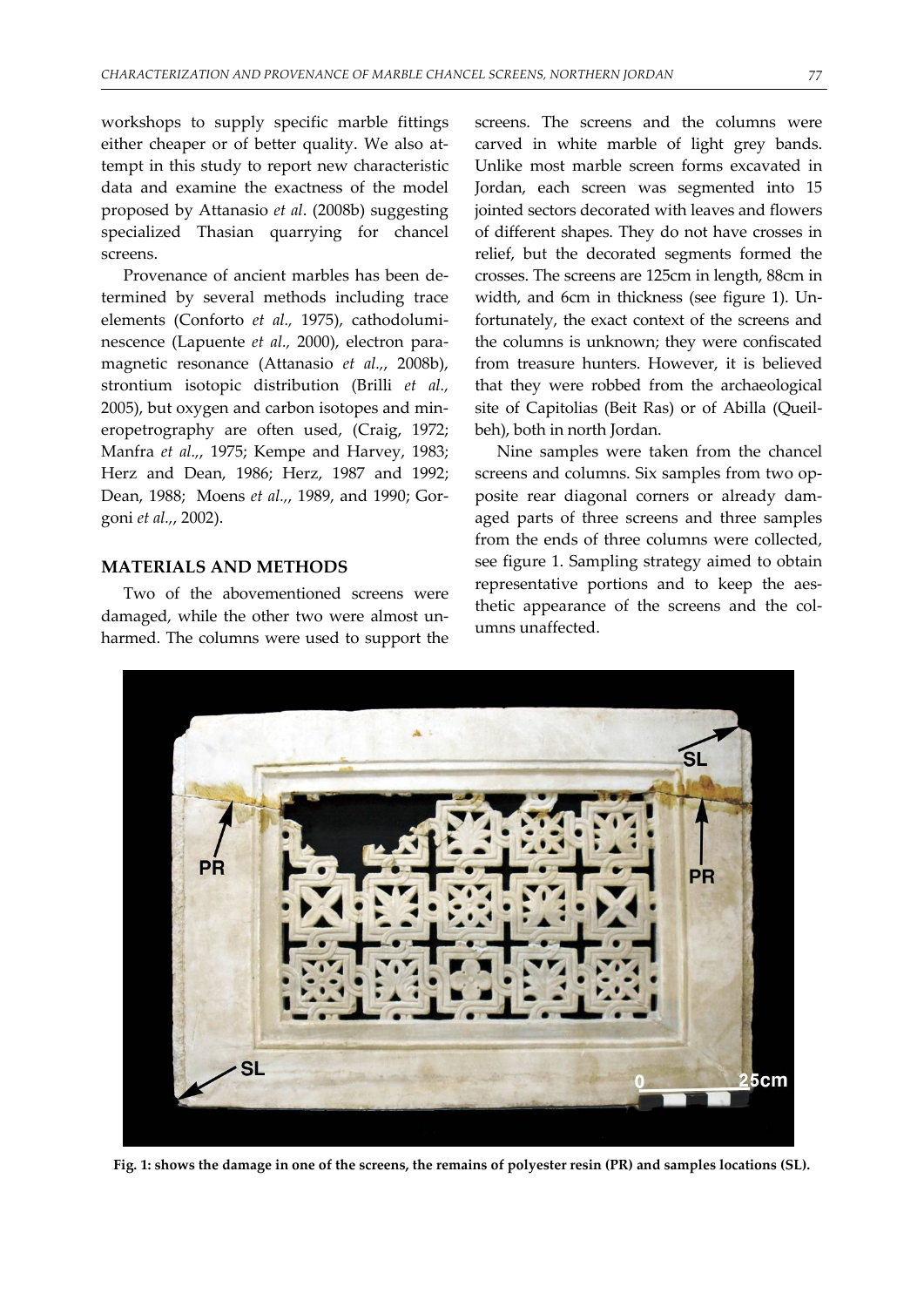workshops to supply specific marble fittings either cheaper or of better quality. We also attempt in this study to report new characteristic data and examine the exactness of the model proposed by Attanasio *et al*. (2008b) suggesting specialized Thasian quarrying for chancel screens.

Provenance of ancient marbles has been determined by several methods including trace elements (Conforto *et al.,* 1975), cathodoluminescence (Lapuente *et al.,* 2000), electron paramagnetic resonance (Attanasio *et al.,*, 2008b), strontium isotopic distribution (Brilli *et al.,* 2005), but oxygen and carbon isotopes and mineropetrography are often used, (Craig, 1972; Manfra *et al.,*, 1975; Kempe and Harvey, 1983; Herz and Dean, 1986; Herz, 1987 and 1992; Dean, 1988; Moens *et al.,*, 1989, and 1990; Gorgoni *et al.,*, 2002).

## MATERIALS AND METHODS

Two of the abovementioned screens were damaged, while the other two were almost unharmed. The columns were used to support the screens. The screens and the columns were carved in white marble of light grey bands. Unlike most marble screen forms excavated in Jordan, each screen was segmented into 15 jointed sectors decorated with leaves and flowers of different shapes. They do not have crosses in relief, but the decorated segments formed the crosses. The screens are 125cm in length, 88cm in width, and 6cm in thickness (see figure 1). Unfortunately, the exact context of the screens and the columns is unknown; they were confiscated from treasure hunters. However, it is believed that they were robbed from the archaeological site of Capitolias (Beit Ras) or of Abilla (Queilbeh), both in north Jordan.

Nine samples were taken from the chancel screens and columns. Six samples from two opposite rear diagonal corners or already damaged parts of three screens and three samples from the ends of three columns were collected, see figure 1. Sampling strategy aimed to obtain representative portions and to keep the aesthetic appearance of the screens and the columns unaffected.

**Fig. 1: shows the damage in one of the screens, the remains of polyester resin (PR) and samples locations (SL).**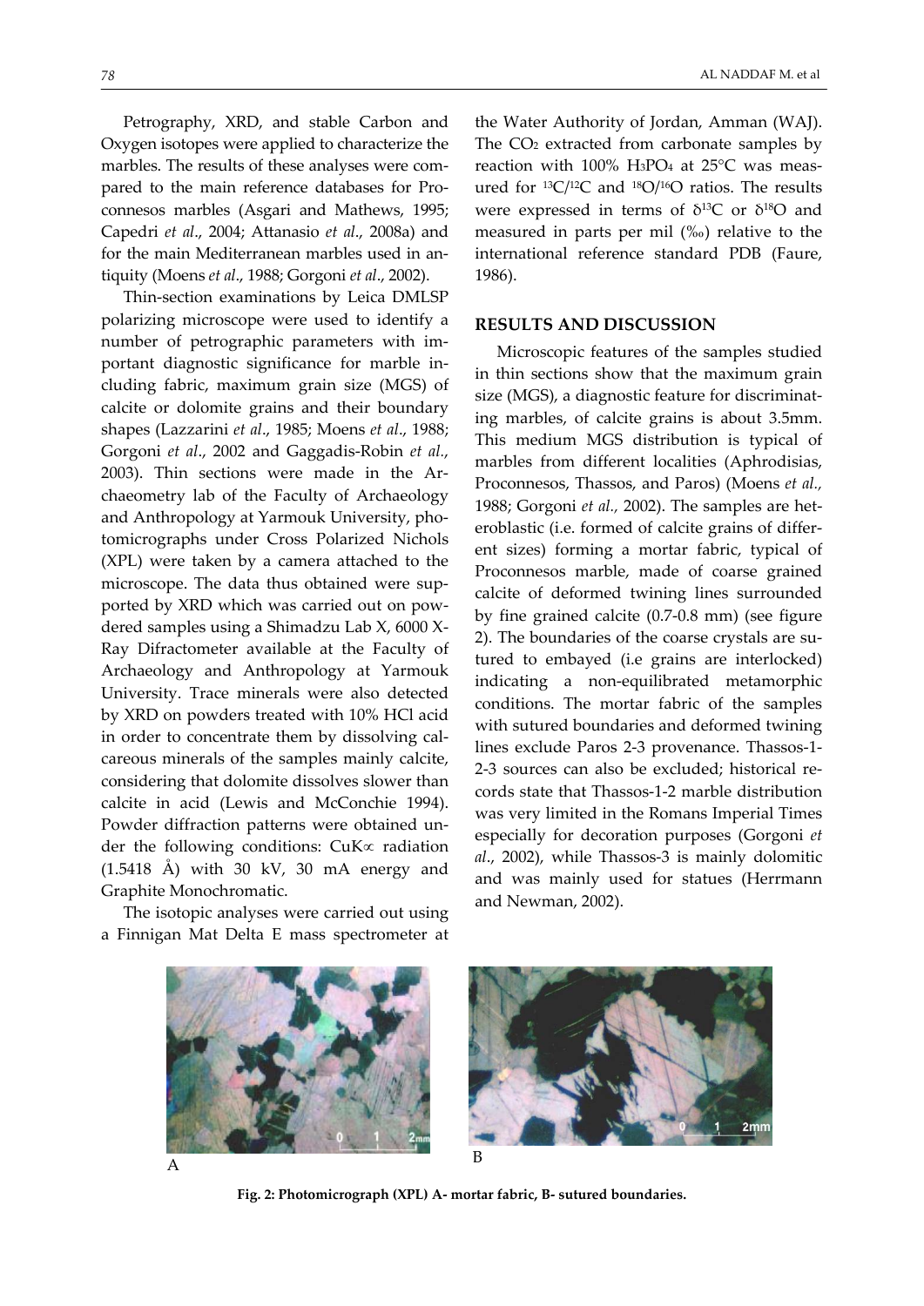Petrography, XRD, and stable Carbon and Oxygen isotopes were applied to characterize the marbles. The results of these analyses were compared to the main reference databases for Proconnesos marbles (Asgari and Mathews, 1995; Capedri *et al*., 2004; Attanasio *et al*., 2008a) and for the main Mediterranean marbles used in antiquity (Moens *et al*., 1988; Gorgoni *et al*., 2002).

Thin-section examinations by Leica DMLSP polarizing microscope were used to identify a number of petrographic parameters with important diagnostic significance for marble including fabric, maximum grain size (MGS) of calcite or dolomite grains and their boundary shapes (Lazzarini *et al*., 1985; Moens *et al*., 1988; Gorgoni *et al*., 2002 and Gaggadis-Robin *et al.*, 2003). Thin sections were made in the Archaeometry lab of the Faculty of Archaeology and Anthropology at Yarmouk University, photomicrographs under Cross Polarized Nichols (XPL) were taken by a camera attached to the microscope. The data thus obtained were supported by XRD which was carried out on powdered samples using a Shimadzu Lab X, 6000 X-Ray Difractometer available at the Faculty of Archaeology and Anthropology at Yarmouk University. Trace minerals were also detected by XRD on powders treated with 10% HCl acid in order to concentrate them by dissolving calcareous minerals of the samples mainly calcite, considering that dolomite dissolves slower than calcite in acid (Lewis and McConchie 1994). Powder diffraction patterns were obtained under the following conditions: CuK$\propto$ radiation (1.5418 Å) with 30 kV, 30 mA energy and Graphite Monochromatic.

The isotopic analyses were carried out using a Finnigan Mat Delta E mass spectrometer at the Water Authority of Jordan, Amman (WAJ). The $CO_2$ extracted from carbonate samples by reaction with 100% $H_3PO_4$ at 25°C was measured for $^{13}C/^{12}C$ and $^{18}O/^{16}O$ ratios. The results were expressed in terms of $\delta^{13}C$ or $\delta^{18}O$ and measured in parts per mil (‰) relative to the international reference standard PDB (Faure, 1986).

## RESULTS AND DISCUSSION

Microscopic features of the samples studied in thin sections show that the maximum grain size (MGS), a diagnostic feature for discriminating marbles, of calcite grains is about 3.5mm. This medium MGS distribution is typical of marbles from different localities (Aphrodisias, Proconnesos, Thassos, and Paros) (Moens *et al.,* 1988; Gorgoni *et al.,* 2002). The samples are heteroblastic (i.e. formed of calcite grains of different sizes) forming a mortar fabric, typical of Proconnesos marble, made of coarse grained calcite of deformed twining lines surrounded by fine grained calcite (0.7-0.8 mm) (see figure 2). The boundaries of the coarse crystals are sutured to embayed (i.e grains are interlocked) indicating a non-equilibrated metamorphic conditions. The mortar fabric of the samples with sutured boundaries and deformed twining lines exclude Paros 2-3 provenance. Thassos-1-2-3 sources can also be excluded; historical records state that Thassos-1-2 marble distribution was very limited in the Romans Imperial Times especially for decoration purposes (Gorgoni *et al.*, 2002), while Thassos-3 is mainly dolomitic and was mainly used for statues (Herrmann and Newman, 2002).

A B

**Fig. 2: Photomicrograph (XPL) A- mortar fabric, B- sutured boundaries.**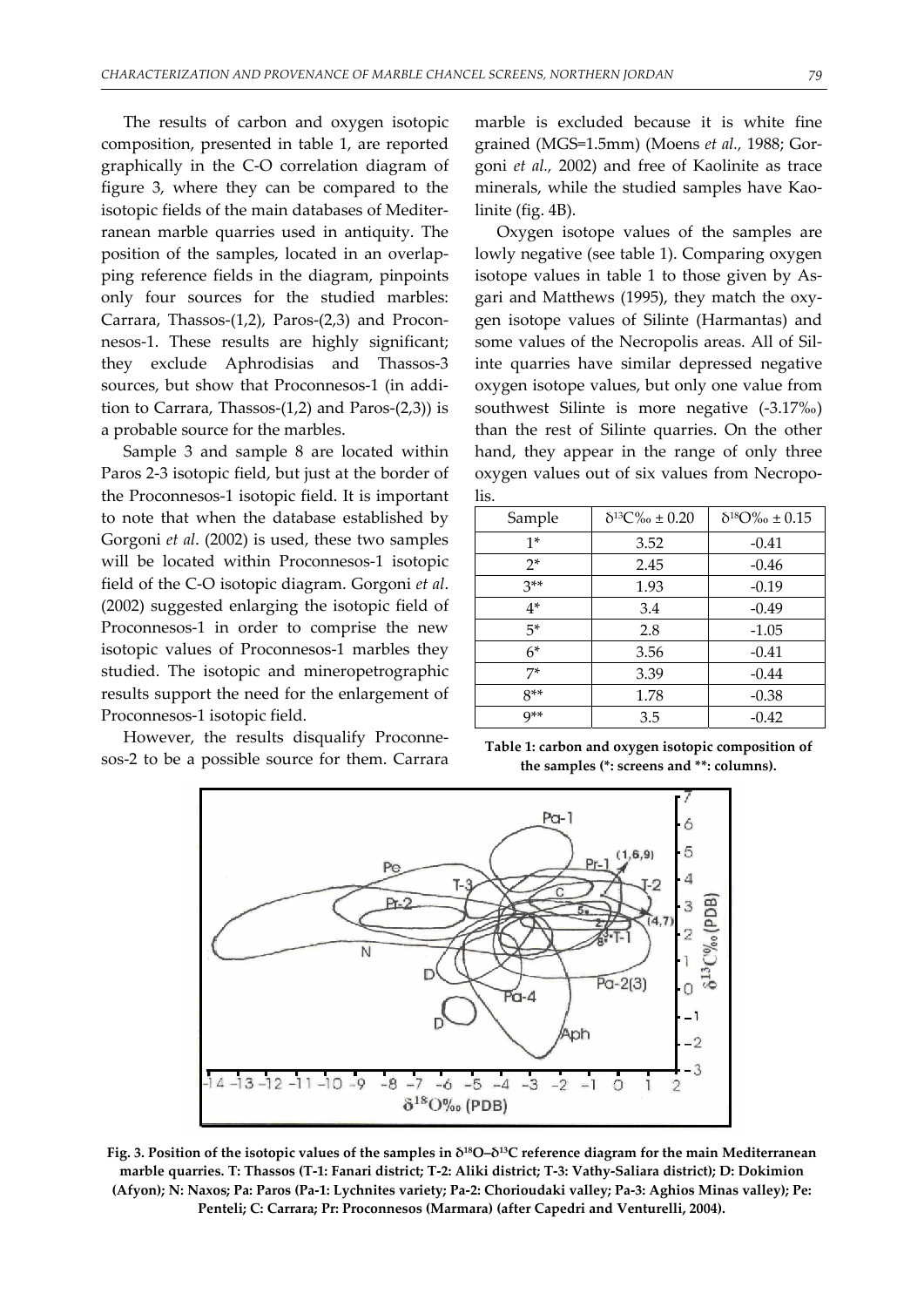The results of carbon and oxygen isotopic composition, presented in table 1, are reported graphically in the C-O correlation diagram of figure 3, where they can be compared to the isotopic fields of the main databases of Mediterranean marble quarries used in antiquity. The position of the samples, located in an overlapping reference fields in the diagram, pinpoints only four sources for the studied marbles: Carrara, Thassos-(1,2), Paros-(2,3) and Proconnesos-1. These results are highly significant; they exclude Aphrodisias and Thassos-3 sources, but show that Proconnesos-1 (in addition to Carrara, Thassos-(1,2) and Paros-(2,3)) is a probable source for the marbles.

Sample 3 and sample 8 are located within Paros 2-3 isotopic field, but just at the border of the Proconnesos-1 isotopic field. It is important to note that when the database established by Gorgoni *et al*. (2002) is used, these two samples will be located within Proconnesos-1 isotopic field of the C-O isotopic diagram. Gorgoni *et al*. (2002) suggested enlarging the isotopic field of Proconnesos-1 in order to comprise the new isotopic values of Proconnesos-1 marbles they studied. The isotopic and mineropetrographic results support the need for the enlargement of Proconnesos-1 isotopic field.

However, the results disqualify Proconnesos-2 to be a possible source for them. Carrara marble is excluded because it is white fine grained (MGS=1.5mm) (Moens *et al.,* 1988; Gorgoni *et al.,* 2002) and free of Kaolinite as trace minerals, while the studied samples have Kaolinite (fig. 4B).

Oxygen isotope values of the samples are lowly negative (see table 1). Comparing oxygen isotope values in table 1 to those given by Asgari and Matthews (1995), they match the oxygen isotope values of Silinte (Harmantas) and some values of the Necropolis areas. All of Silinte quarries have similar depressed negative oxygen isotope values, but only one value from southwest Silinte is more negative (-3.17‰) than the rest of Silinte quarries. On the other hand, they appear in the range of only three oxygen values out of six values from Necropolis.

| Sample | $\delta^{13}C$‰ ± 0.20 | $\delta^{18}O$‰ ± 0.15 |
|---|---|---|
| 1* | 3.52 | -0.41 |
| 2* | 2.45 | -0.46 |
| 3** | 1.93 | -0.19 |
| 4* | 3.4 | -0.49 |
| 5* | 2.8 | -1.05 |
| 6* | 3.56 | -0.41 |
| 7* | 3.39 | -0.44 |
| 8** | 1.78 | -0.38 |
| 9** | 3.5 | -0.42 |

**Table 1: carbon and oxygen isotopic composition of the samples (*: screens and **: columns).**

**Fig. 3. Position of the isotopic values of the samples in $\delta^{18}O$–$\delta^{13}C$ reference diagram for the main Mediterranean marble quarries. T: Thassos (T-1: Fanari district; T-2: Aliki district; T-3: Vathy-Saliara district); D: Dokimion (Afyon); N: Naxos; Pa: Paros (Pa-1: Lychnites variety; Pa-2: Chorioudaki valley; Pa-3: Aghios Minas valley); Pe: Penteli; C: Carrara; Pr: Proconnesos (Marmara) (after Capedri and Venturelli, 2004).**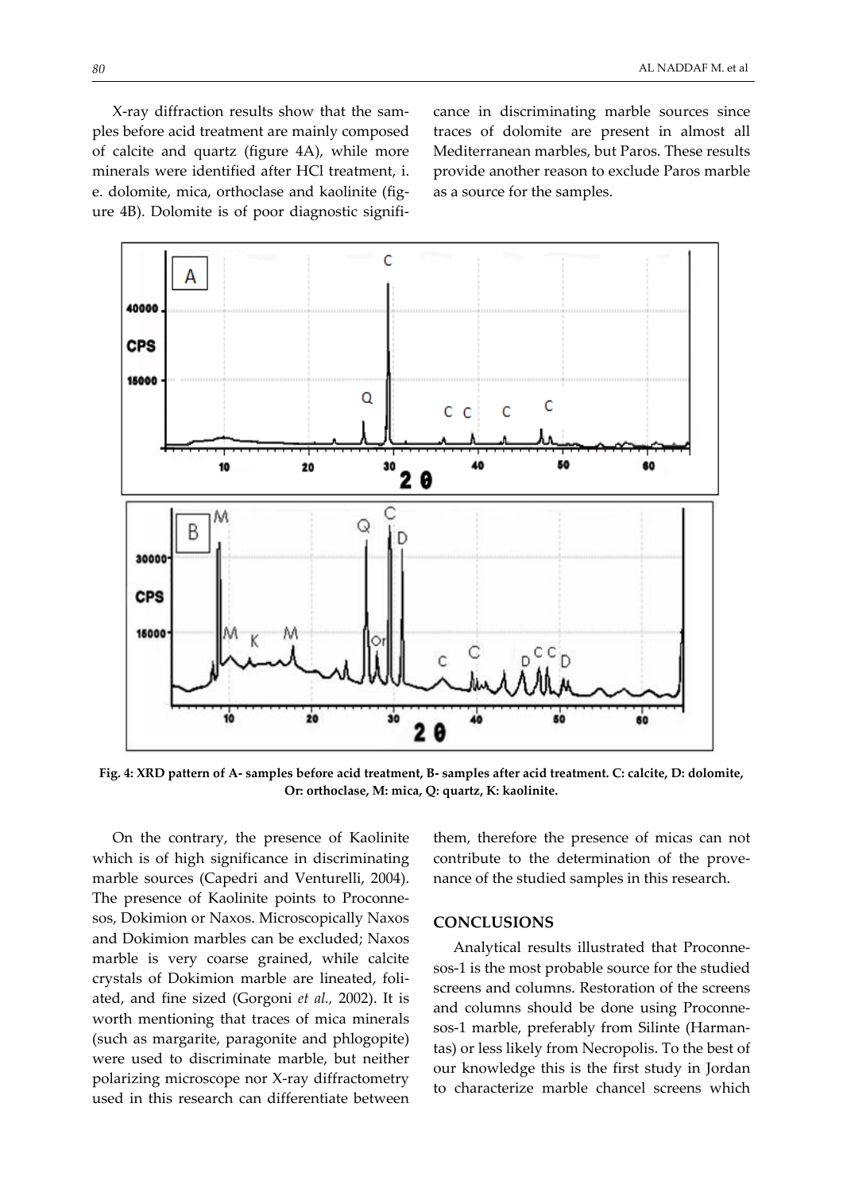X-ray diffraction results show that the samples before acid treatment are mainly composed of calcite and quartz (figure 4A), while more minerals were identified after HCl treatment, i. e. dolomite, mica, orthoclase and kaolinite (figure 4B). Dolomite is of poor diagnostic significance in discriminating marble sources since traces of dolomite are present in almost all Mediterranean marbles, but Paros. These results provide another reason to exclude Paros marble as a source for the samples.

**Fig. 4: XRD pattern of A- samples before acid treatment, B- samples after acid treatment. C: calcite, D: dolomite, Or: orthoclase, M: mica, Q: quartz, K: kaolinite.**

On the contrary, the presence of Kaolinite which is of high significance in discriminating marble sources (Capedri and Venturelli, 2004). The presence of Kaolinite points to Proconnesos, Dokimion or Naxos. Microscopically Naxos and Dokimion marbles can be excluded; Naxos marble is very coarse grained, while calcite crystals of Dokimion marble are lineated, foliated, and fine sized (Gorgoni *et al.,* 2002). It is worth mentioning that traces of mica minerals (such as margarite, paragonite and phlogopite) were used to discriminate marble, but neither polarizing microscope nor X-ray diffractometry used in this research can differentiate between them, therefore the presence of micas can not contribute to the determination of the provenance of the studied samples in this research.

## CONCLUSIONS

Analytical results illustrated that Proconnesos-1 is the most probable source for the studied screens and columns. Restoration of the screens and columns should be done using Proconnesos-1 marble, preferably from Silinte (Harmantas) or less likely from Necropolis. To the best of our knowledge this is the first study in Jordan to characterize marble chancel screens which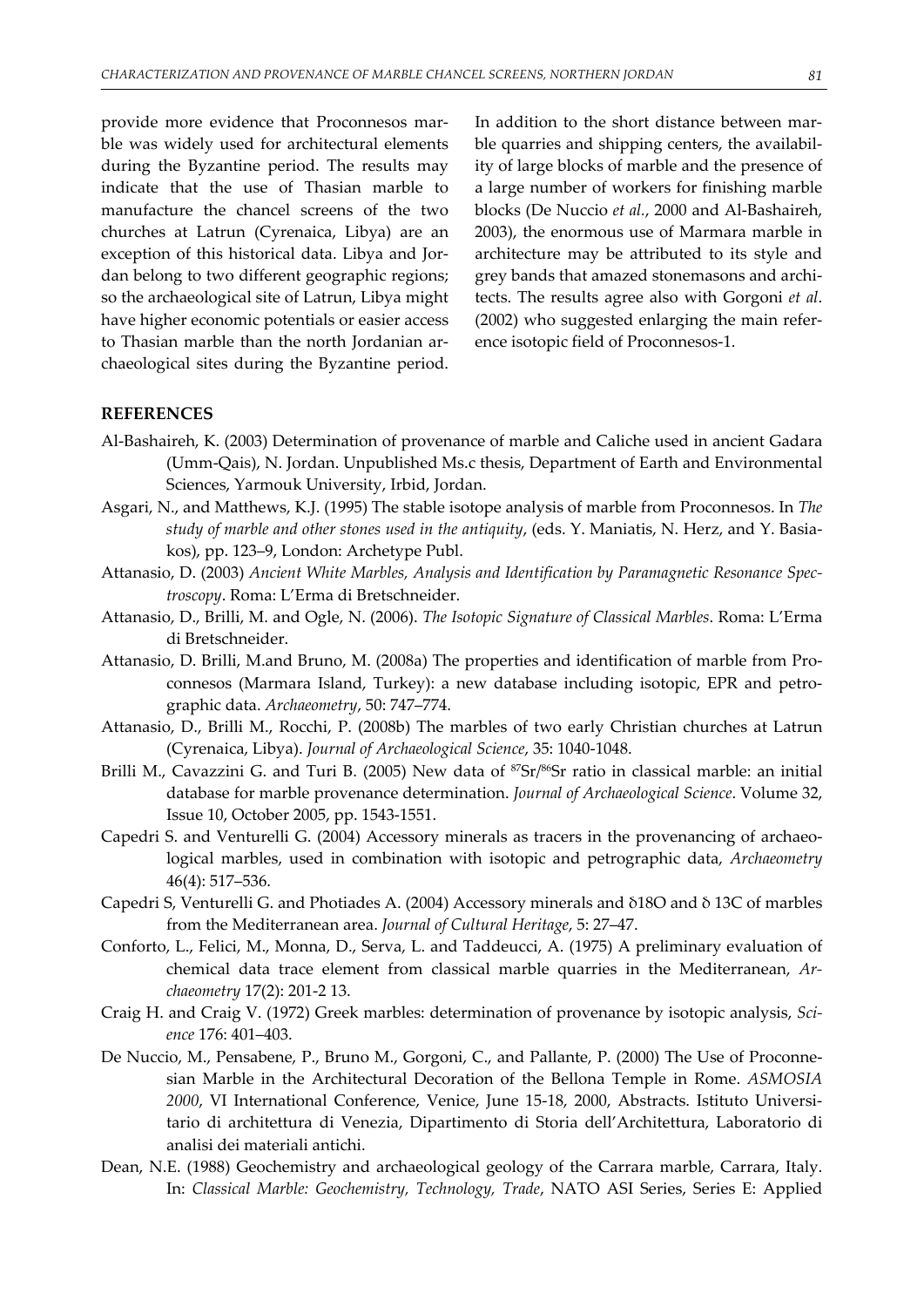provide more evidence that Proconnesos marble was widely used for architectural elements during the Byzantine period. The results may indicate that the use of Thasian marble to manufacture the chancel screens of the two churches at Latrun (Cyrenaica, Libya) are an exception of this historical data. Libya and Jordan belong to two different geographic regions; so the archaeological site of Latrun, Libya might have higher economic potentials or easier access to Thasian marble than the north Jordanian archaeological sites during the Byzantine period. In addition to the short distance between marble quarries and shipping centers, the availability of large blocks of marble and the presence of a large number of workers for finishing marble blocks (De Nuccio *et al.*, 2000 and Al-Bashaireh, 2003), the enormous use of Marmara marble in architecture may be attributed to its style and grey bands that amazed stonemasons and architects. The results agree also with Gorgoni *et al*. (2002) who suggested enlarging the main reference isotopic field of Proconnesos-1.

## REFERENCES

Al-Bashaireh, K. (2003) Determination of provenance of marble and Caliche used in ancient Gadara (Umm-Qais), N. Jordan. Unpublished Ms.c thesis, Department of Earth and Environmental Sciences, Yarmouk University, Irbid, Jordan.

Asgari, N., and Matthews, K.J. (1995) The stable isotope analysis of marble from Proconnesos. In *The study of marble and other stones used in the antiquity*, (eds. Y. Maniatis, N. Herz, and Y. Basiakos), pp. 123–9, London: Archetype Publ.

Attanasio, D. (2003) *Ancient White Marbles, Analysis and Identification by Paramagnetic Resonance Spectroscopy*. Roma: L'Erma di Bretschneider.

Attanasio, D., Brilli, M. and Ogle, N. (2006). *The Isotopic Signature of Classical Marbles*. Roma: L'Erma di Bretschneider.

Attanasio, D. Brilli, M.and Bruno, M. (2008a) The properties and identification of marble from Proconnesos (Marmara Island, Turkey): a new database including isotopic, EPR and petrographic data. *Archaeometry*, 50: 747–774.

Attanasio, D., Brilli M., Rocchi, P. (2008b) The marbles of two early Christian churches at Latrun (Cyrenaica, Libya). *Journal of Archaeological Science*, 35: 1040-1048.

Brilli M., Cavazzini G. and Turi B. (2005) New data of $^{87}Sr/^{86}Sr$ ratio in classical marble: an initial database for marble provenance determination. *Journal of Archaeological Science*. Volume 32, Issue 10, October 2005, pp. 1543-1551.

Capedri S. and Venturelli G. (2004) Accessory minerals as tracers in the provenancing of archaeological marbles, used in combination with isotopic and petrographic data, *Archaeometry* 46(4): 517–536.

Capedri S, Venturelli G. and Photiades A. (2004) Accessory minerals and $\delta^{18}O$ and $\delta^{13}C$ of marbles from the Mediterranean area. *Journal of Cultural Heritage*, 5: 27–47.

Conforto, L., Felici, M., Monna, D., Serva, L. and Taddeucci, A. (1975) A preliminary evaluation of chemical data trace element from classical marble quarries in the Mediterranean, *Archaeometry* 17(2): 201-2 13.

Craig H. and Craig V. (1972) Greek marbles: determination of provenance by isotopic analysis, *Science* 176: 401–403.

De Nuccio, M., Pensabene, P., Bruno M., Gorgoni, C., and Pallante, P. (2000) The Use of Proconnesian Marble in the Architectural Decoration of the Bellona Temple in Rome. *ASMOSIA 2000*, VI International Conference, Venice, June 15-18, 2000, Abstracts. Istituto Universitario di architettura di Venezia, Dipartimento di Storia dell'Architettura, Laboratorio di analisi dei materiali antichi.

Dean, N.E. (1988) Geochemistry and archaeological geology of the Carrara marble, Carrara, Italy. In: *Classical Marble: Geochemistry, Technology, Trade*, NATO ASI Series, Series E: Applied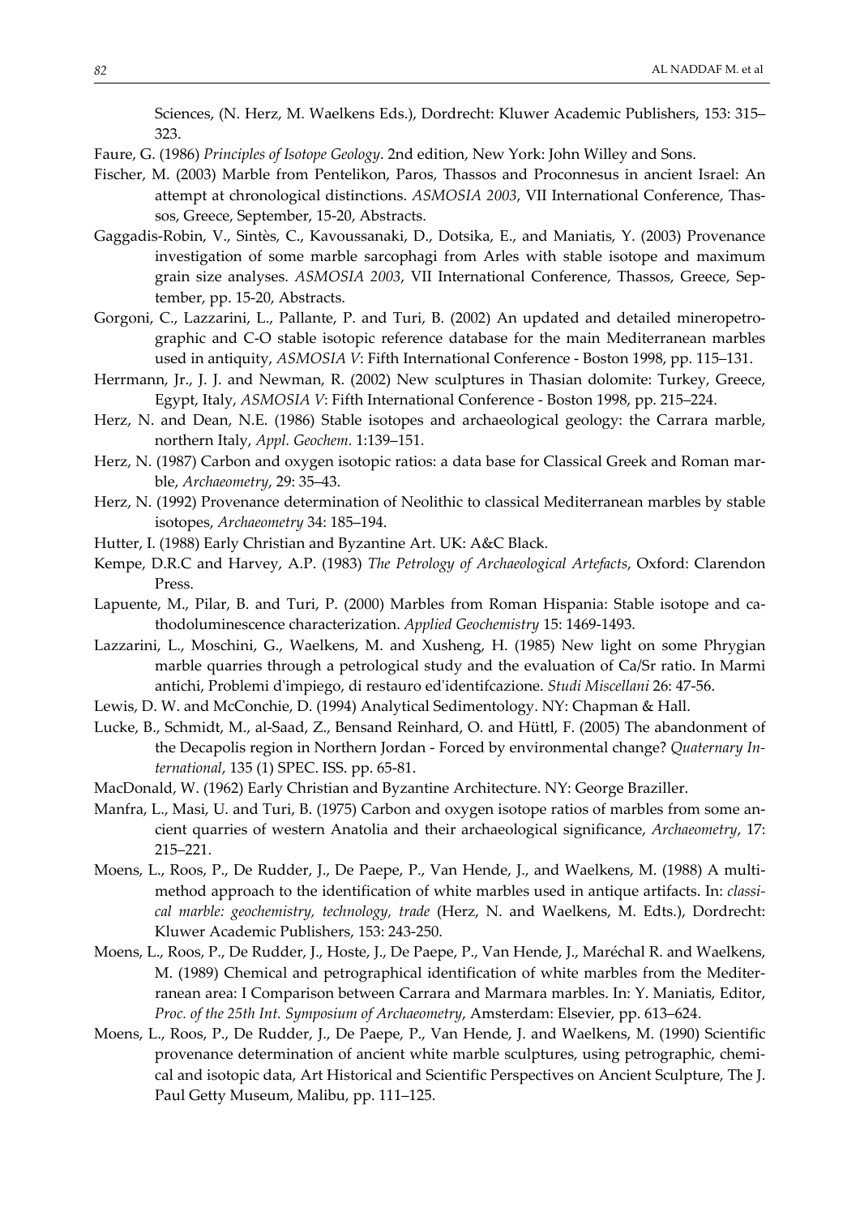Sciences, (N. Herz, M. Waelkens Eds.), Dordrecht: Kluwer Academic Publishers, 153: 315–323.

Faure, G. (1986) *Principles of Isotope Geology*. 2nd edition, New York: John Willey and Sons.

Fischer, M. (2003) Marble from Pentelikon, Paros, Thassos and Proconnesus in ancient Israel: An attempt at chronological distinctions. *ASMOSIA 2003*, VII International Conference, Thassos, Greece, September, 15-20, Abstracts.

Gaggadis-Robin, V., Sintès, C., Kavoussanaki, D., Dotsika, E., and Maniatis, Y. (2003) Provenance investigation of some marble sarcophagi from Arles with stable isotope and maximum grain size analyses. *ASMOSIA 2003*, VII International Conference, Thassos, Greece, September, pp. 15-20, Abstracts.

Gorgoni, C., Lazzarini, L., Pallante, P. and Turi, B. (2002) An updated and detailed mineropetrographic and C-O stable isotopic reference database for the main Mediterranean marbles used in antiquity, *ASMOSIA V*: Fifth International Conference - Boston 1998, pp. 115–131.

Herrmann, Jr., J. J. and Newman, R. (2002) New sculptures in Thasian dolomite: Turkey, Greece, Egypt, Italy, *ASMOSIA V*: Fifth International Conference - Boston 1998, pp. 215–224.

Herz, N. and Dean, N.E. (1986) Stable isotopes and archaeological geology: the Carrara marble, northern Italy, *Appl. Geochem.* 1:139–151.

Herz, N. (1987) Carbon and oxygen isotopic ratios: a data base for Classical Greek and Roman marble, *Archaeometry*, 29: 35–43.

Herz, N. (1992) Provenance determination of Neolithic to classical Mediterranean marbles by stable isotopes, *Archaeometry* 34: 185–194.

Hutter, I. (1988) Early Christian and Byzantine Art. UK: A&C Black.

Kempe, D.R.C and Harvey, A.P. (1983) *The Petrology of Archaeological Artefacts*, Oxford: Clarendon Press.

Lapuente, M., Pilar, B. and Turi, P. (2000) Marbles from Roman Hispania: Stable isotope and cathodoluminescence characterization. *Applied Geochemistry* 15: 1469-1493.

Lazzarini, L., Moschini, G., Waelkens, M. and Xusheng, H. (1985) New light on some Phrygian marble quarries through a petrological study and the evaluation of Ca/Sr ratio. In Marmi antichi, Problemi d'impiego, di restauro ed'identifcazione. *Studi Miscellani* 26: 47-56.

Lewis, D. W. and McConchie, D. (1994) Analytical Sedimentology. NY: Chapman & Hall.

Lucke, B., Schmidt, M., al-Saad, Z., Bensand Reinhard, O. and Hüttl, F. (2005) The abandonment of the Decapolis region in Northern Jordan - Forced by environmental change? *Quaternary International*, 135 (1) SPEC. ISS. pp. 65-81.

MacDonald, W. (1962) Early Christian and Byzantine Architecture. NY: George Braziller.

Manfra, L., Masi, U. and Turi, B. (1975) Carbon and oxygen isotope ratios of marbles from some ancient quarries of western Anatolia and their archaeological significance, *Archaeometry*, 17: 215–221.

Moens, L., Roos, P., De Rudder, J., De Paepe, P., Van Hende, J., and Waelkens, M. (1988) A multimethod approach to the identification of white marbles used in antique artifacts. In: *classical marble: geochemistry, technology, trade* (Herz, N. and Waelkens, M. Edts.), Dordrecht: Kluwer Academic Publishers, 153: 243-250.

Moens, L., Roos, P., De Rudder, J., Hoste, J., De Paepe, P., Van Hende, J., Maréchal R. and Waelkens, M. (1989) Chemical and petrographical identification of white marbles from the Mediterranean area: I Comparison between Carrara and Marmara marbles. In: Y. Maniatis, Editor, *Proc. of the 25th Int. Symposium of Archaeometry*, Amsterdam: Elsevier, pp. 613–624.

Moens, L., Roos, P., De Rudder, J., De Paepe, P., Van Hende, J. and Waelkens, M. (1990) Scientific provenance determination of ancient white marble sculptures, using petrographic, chemical and isotopic data, Art Historical and Scientific Perspectives on Ancient Sculpture, The J. Paul Getty Museum, Malibu, pp. 111–125.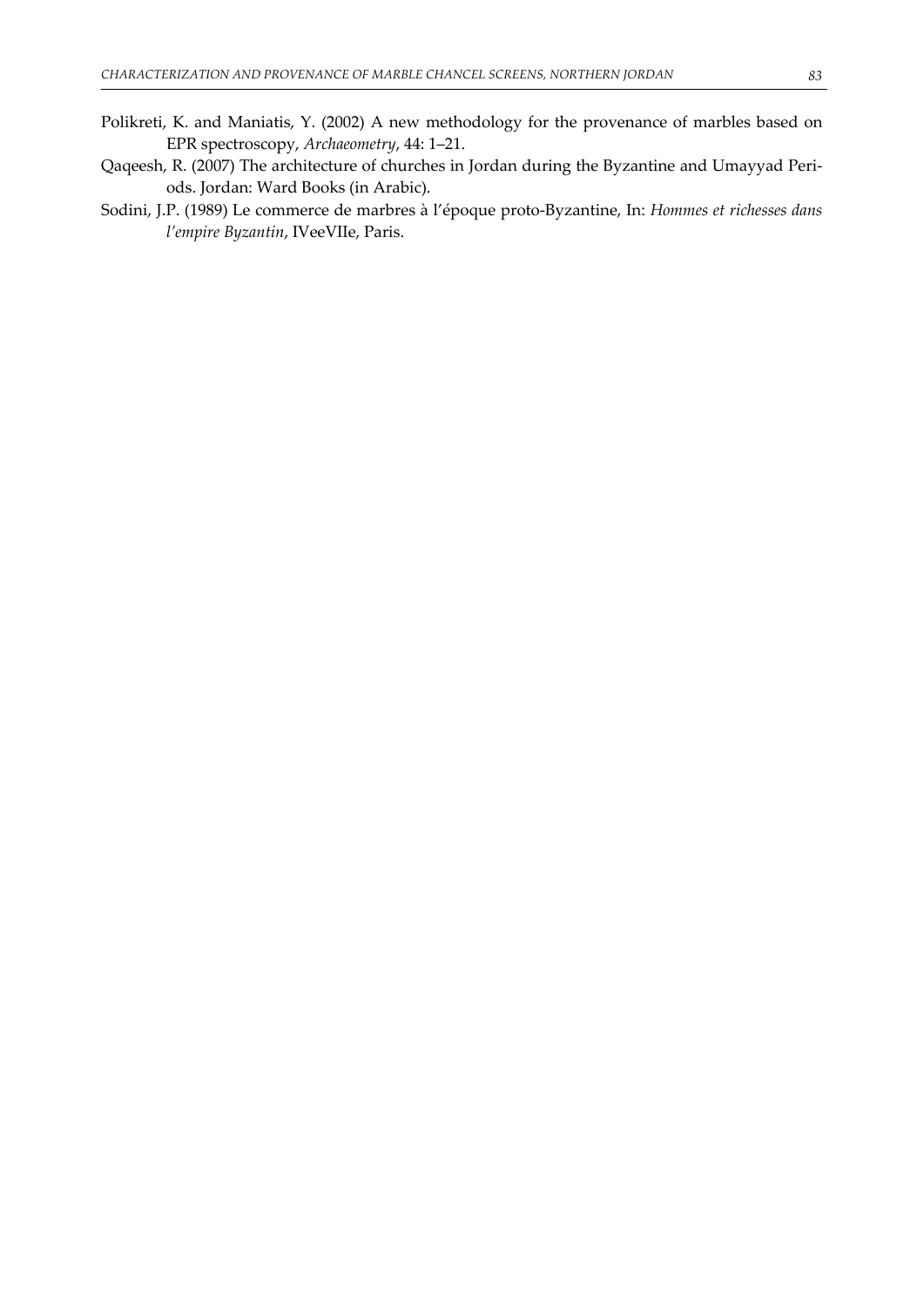Polikreti, K. and Maniatis, Y. (2002) A new methodology for the provenance of marbles based on EPR spectroscopy, *Archaeometry*, 44: 1–21.

Qaqeesh, R. (2007) The architecture of churches in Jordan during the Byzantine and Umayyad Periods. Jordan: Ward Books (in Arabic).

Sodini, J.P. (1989) Le commerce de marbres à l'époque proto-Byzantine, In: *Hommes et richesses dans l'empire Byzantin*, IVeeVIIe, Paris.